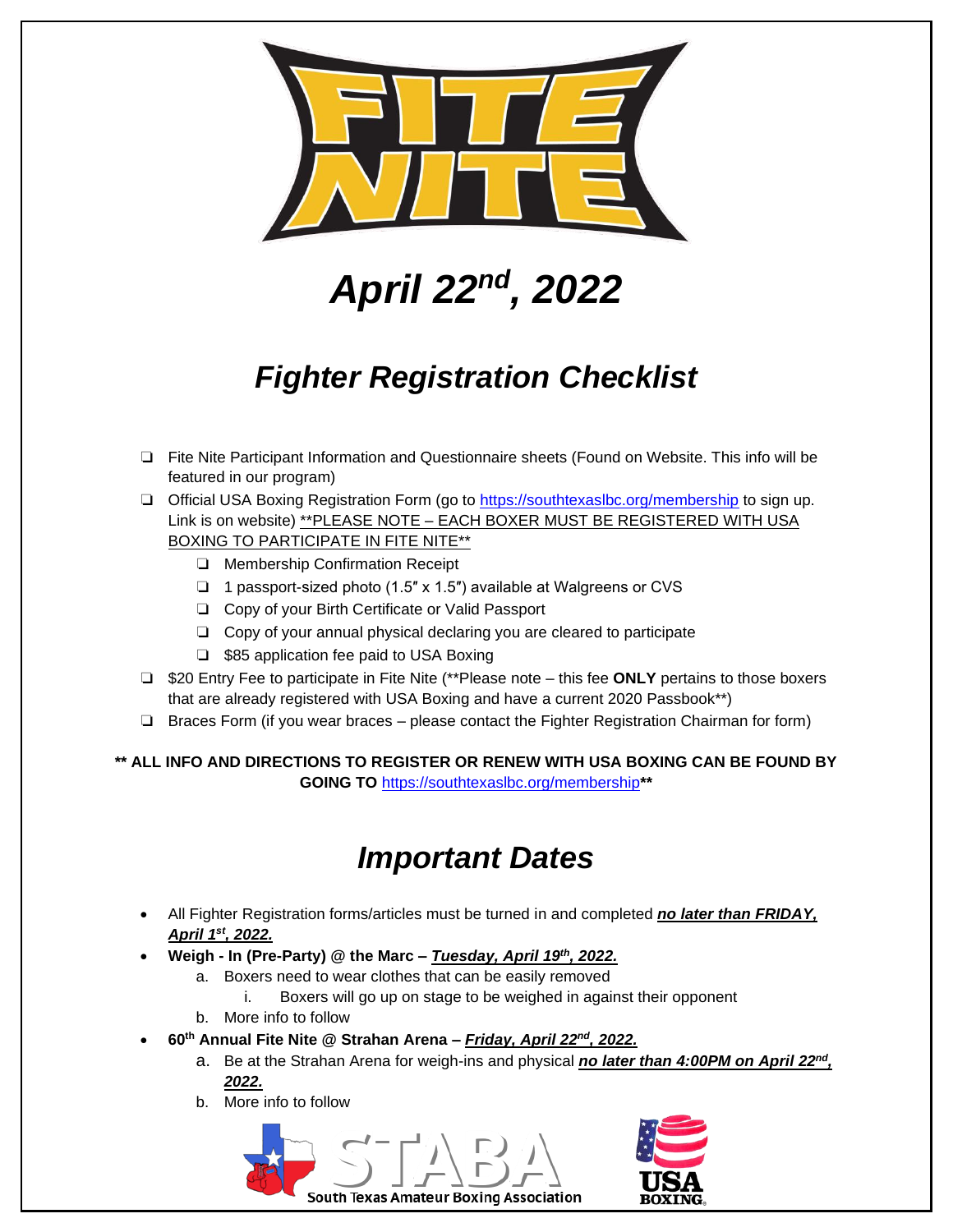# FITE NITE

## *April 22nd, 2022*

## *Fighter Registration Checklist*

- ❑ Fite Nite Participant Information and Questionnaire sheets (Found on Website. This info will be featured in our program)
- ❑ Official USA Boxing Registration Form (go to https://southtexaslbc.org/membership to sign up. Link is on website) <u>**PLEASE NOTE – EACH BOXER MUST BE REGISTERED WITH USA BOXING TO PARTICIPATE IN FITE NITE**</u>
  - ❑ Membership Confirmation Receipt
  - ❑ 1 passport-sized photo (1.5″ x 1.5″) available at Walgreens or CVS
  - ❑ Copy of your Birth Certificate or Valid Passport
  - ❑ Copy of your annual physical declaring you are cleared to participate
  - ❑ $85 application fee paid to USA Boxing
- ❑ $20 Entry Fee to participate in Fite Nite (**Please note – this fee **ONLY** pertains to those boxers that are already registered with USA Boxing and have a current 2020 Passbook**)
- ❑ Braces Form (if you wear braces – please contact the Fighter Registration Chairman for form)

**** ALL INFO AND DIRECTIONS TO REGISTER OR RENEW WITH USA BOXING CAN BE FOUND BY GOING TO** https://southtexaslbc.org/membership******

## *Important Dates*

- All Fighter Registration forms/articles must be turned in and completed ***<u>no later than FRIDAY, April 1st, 2022.</u>***
- **Weigh - In (Pre-Party) @ the Marc – *<u>Tuesday, April 19th, 2022.</u>***
  - a. Boxers need to wear clothes that can be easily removed
    - i. Boxers will go up on stage to be weighed in against their opponent
  - b. More info to follow
- **60th Annual Fite Nite @ Strahan Arena – *<u>Friday, April 22nd, 2022.</u>***
  - a. Be at the Strahan Arena for weigh-ins and physical ***<u>no later than 4:00PM on April 22nd, 2022.</u>***
  - b. More info to follow

STABA South Texas Amateur Boxing Association

USA BOXING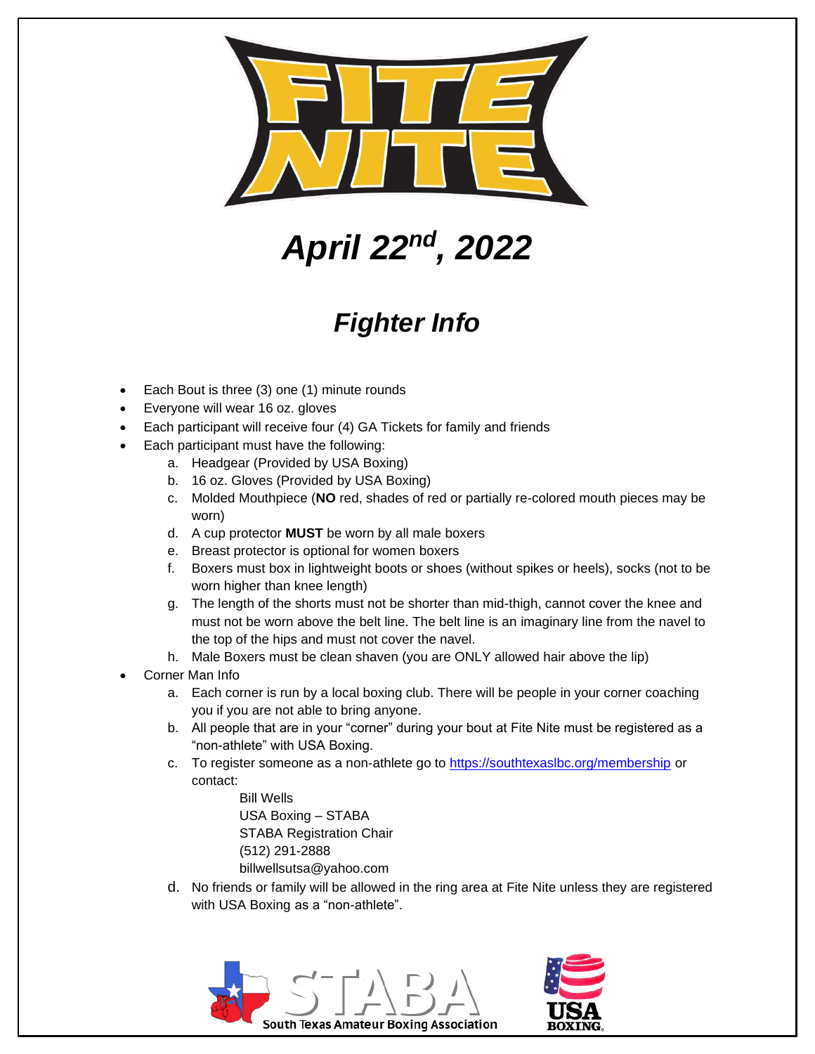# FITE NITE

## *April 22nd, 2022*

## *Fighter Info*

- Each Bout is three (3) one (1) minute rounds
- Everyone will wear 16 oz. gloves
- Each participant will receive four (4) GA Tickets for family and friends
- Each participant must have the following:
  a. Headgear (Provided by USA Boxing)
  b. 16 oz. Gloves (Provided by USA Boxing)
  c. Molded Mouthpiece (**NO** red, shades of red or partially re-colored mouth pieces may be worn)
  d. A cup protector **MUST** be worn by all male boxers
  e. Breast protector is optional for women boxers
  f. Boxers must box in lightweight boots or shoes (without spikes or heels), socks (not to be worn higher than knee length)
  g. The length of the shorts must not be shorter than mid-thigh, cannot cover the knee and must not be worn above the belt line. The belt line is an imaginary line from the navel to the top of the hips and must not cover the navel.
  h. Male Boxers must be clean shaven (you are ONLY allowed hair above the lip)
- Corner Man Info
  a. Each corner is run by a local boxing club. There will be people in your corner coaching you if you are not able to bring anyone.
  b. All people that are in your "corner" during your bout at Fite Nite must be registered as a "non-athlete" with USA Boxing.
  c. To register someone as a non-athlete go to https://southtexaslbc.org/membership or contact:

     Bill Wells
     USA Boxing – STABA
     STABA Registration Chair
     (512) 291-2888
     billwellsutsa@yahoo.com

  d. No friends or family will be allowed in the ring area at Fite Nite unless they are registered with USA Boxing as a "non-athlete".

STABA South Texas Amateur Boxing Association

USA BOXING